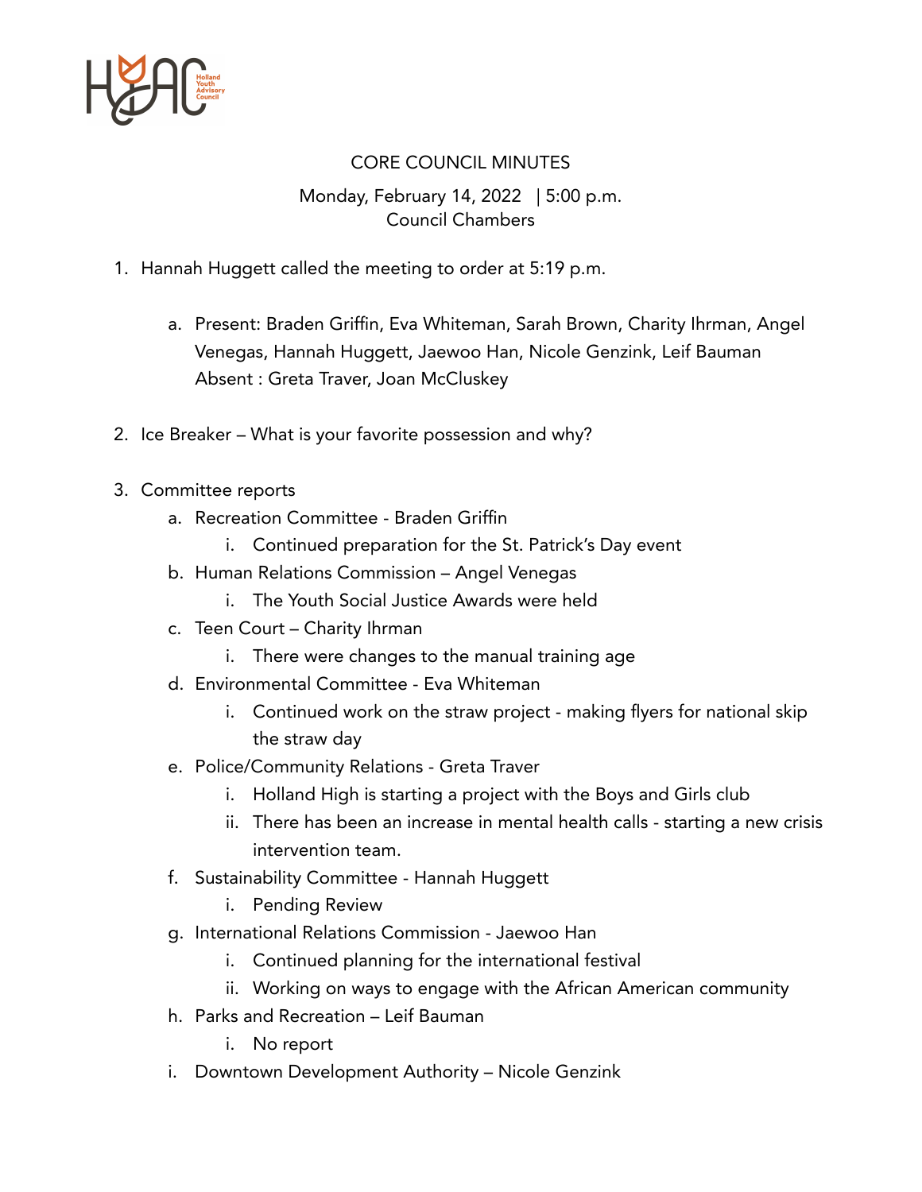# CORE COUNCIL MINUTES

Monday, February 14, 2022 | 5:00 p.m.
Council Chambers

1. Hannah Huggett called the meeting to order at 5:19 p.m.

    a. Present: Braden Griffin, Eva Whiteman, Sarah Brown, Charity Ihrman, Angel Venegas, Hannah Huggett, Jaewoo Han, Nicole Genzink, Leif Bauman
    Absent : Greta Traver, Joan McCluskey

2. Ice Breaker – What is your favorite possession and why?

3. Committee reports
    a. Recreation Committee - Braden Griffin
        i. Continued preparation for the St. Patrick's Day event
    b. Human Relations Commission – Angel Venegas
        i. The Youth Social Justice Awards were held
    c. Teen Court – Charity Ihrman
        i. There were changes to the manual training age
    d. Environmental Committee - Eva Whiteman
        i. Continued work on the straw project - making flyers for national skip the straw day
    e. Police/Community Relations - Greta Traver
        i. Holland High is starting a project with the Boys and Girls club
        ii. There has been an increase in mental health calls - starting a new crisis intervention team.
    f. Sustainability Committee - Hannah Huggett
        i. Pending Review
    g. International Relations Commission - Jaewoo Han
        i. Continued planning for the international festival
        ii. Working on ways to engage with the African American community
    h. Parks and Recreation – Leif Bauman
        i. No report
    i. Downtown Development Authority – Nicole Genzink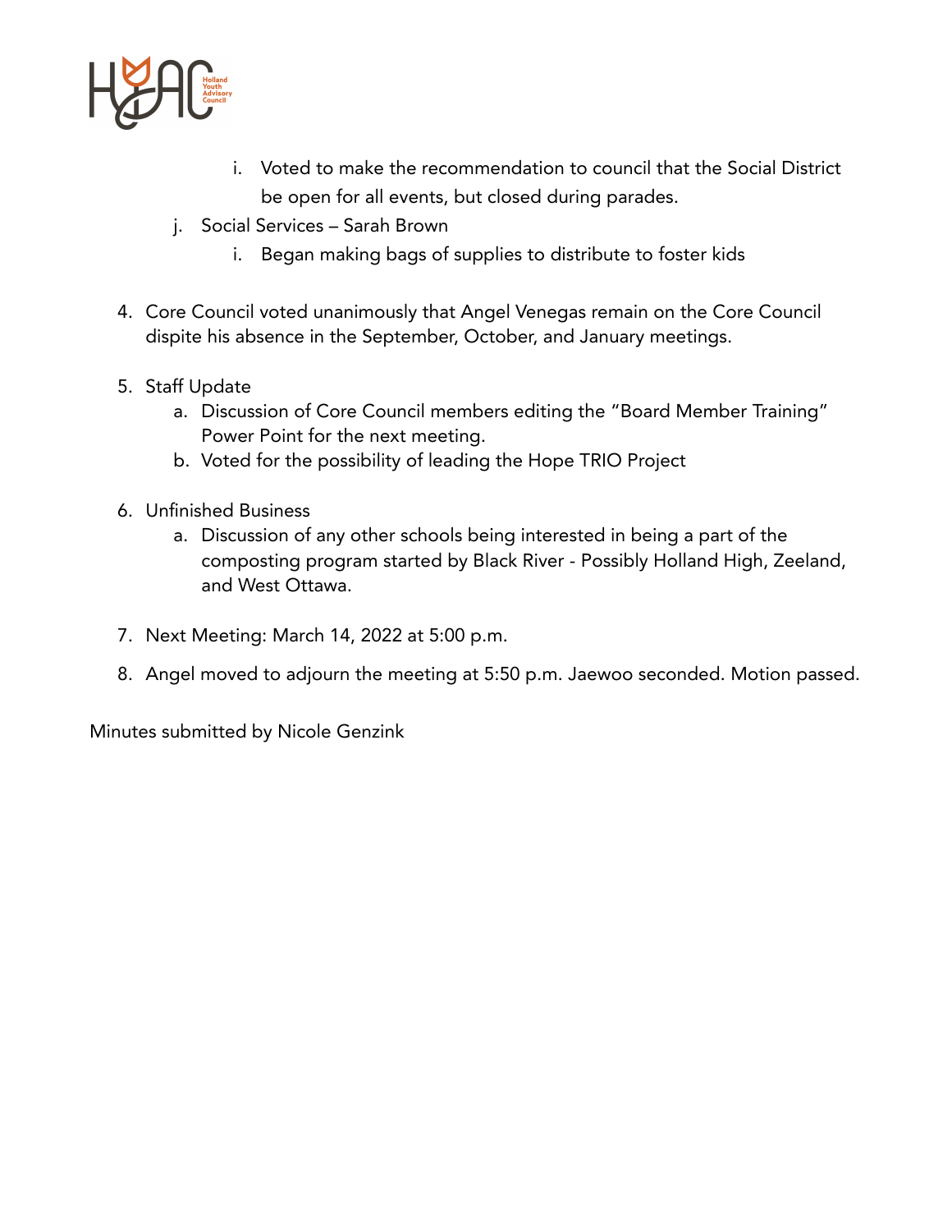i. Voted to make the recommendation to council that the Social District be open for all events, but closed during parades.

   j. Social Services – Sarah Brown
      i. Began making bags of supplies to distribute to foster kids

4. Core Council voted unanimously that Angel Venegas remain on the Core Council dispite his absence in the September, October, and January meetings.

5. Staff Update
   a. Discussion of Core Council members editing the "Board Member Training" Power Point for the next meeting.
   b. Voted for the possibility of leading the Hope TRIO Project

6. Unfinished Business
   a. Discussion of any other schools being interested in being a part of the composting program started by Black River - Possibly Holland High, Zeeland, and West Ottawa.

7. Next Meeting: March 14, 2022 at 5:00 p.m.

8. Angel moved to adjourn the meeting at 5:50 p.m. Jaewoo seconded. Motion passed.

Minutes submitted by Nicole Genzink